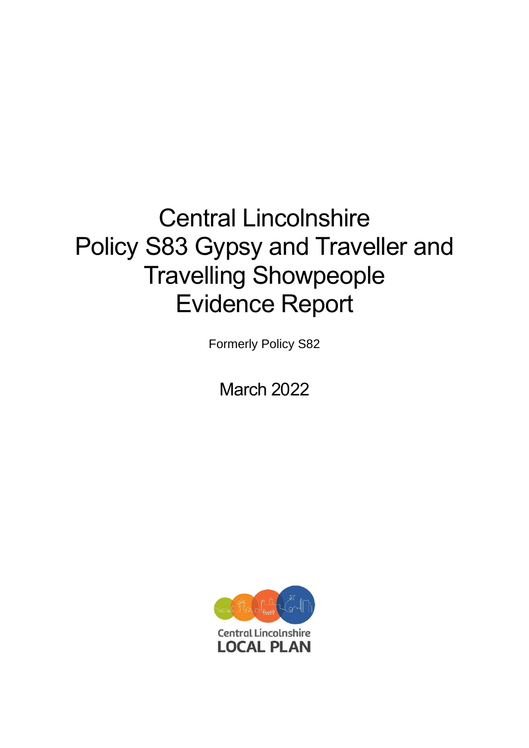# Central Lincolnshire Policy S83 Gypsy and Traveller and Travelling Showpeople Evidence Report

Formerly Policy S82

March 2022

Central Lincolnshire
LOCAL PLAN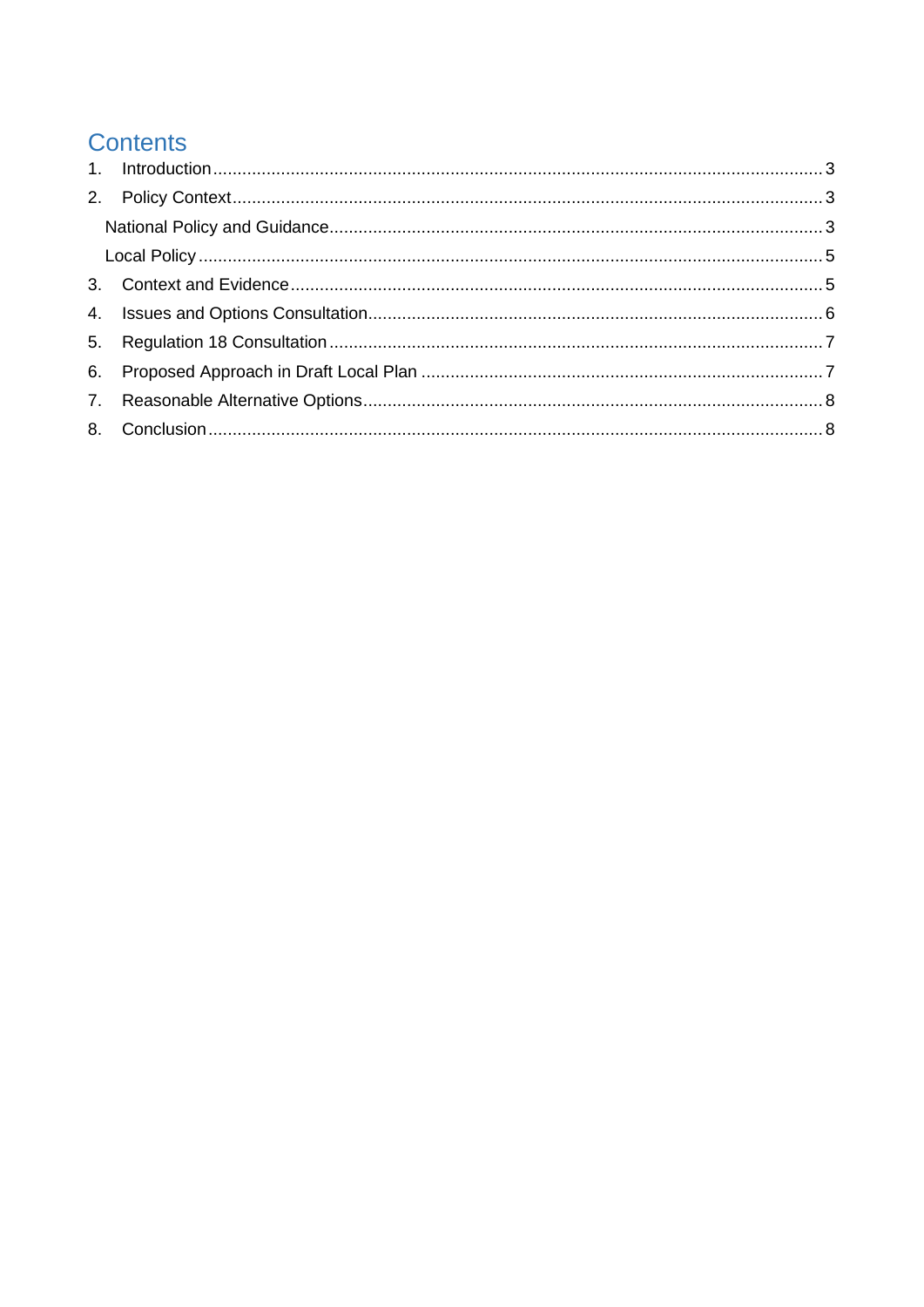# Contents

1. Introduction ........................................................................ 3
2. Policy Context ...................................................................... 3
   - National Policy and Guidance ................................................ 3
   - Local Policy ...................................................................... 5
3. Context and Evidence ............................................................ 5
4. Issues and Options Consultation .............................................. 6
5. Regulation 18 Consultation ..................................................... 7
6. Proposed Approach in Draft Local Plan ...................................... 7
7. Reasonable Alternative Options ............................................... 8
8. Conclusion .......................................................................... 8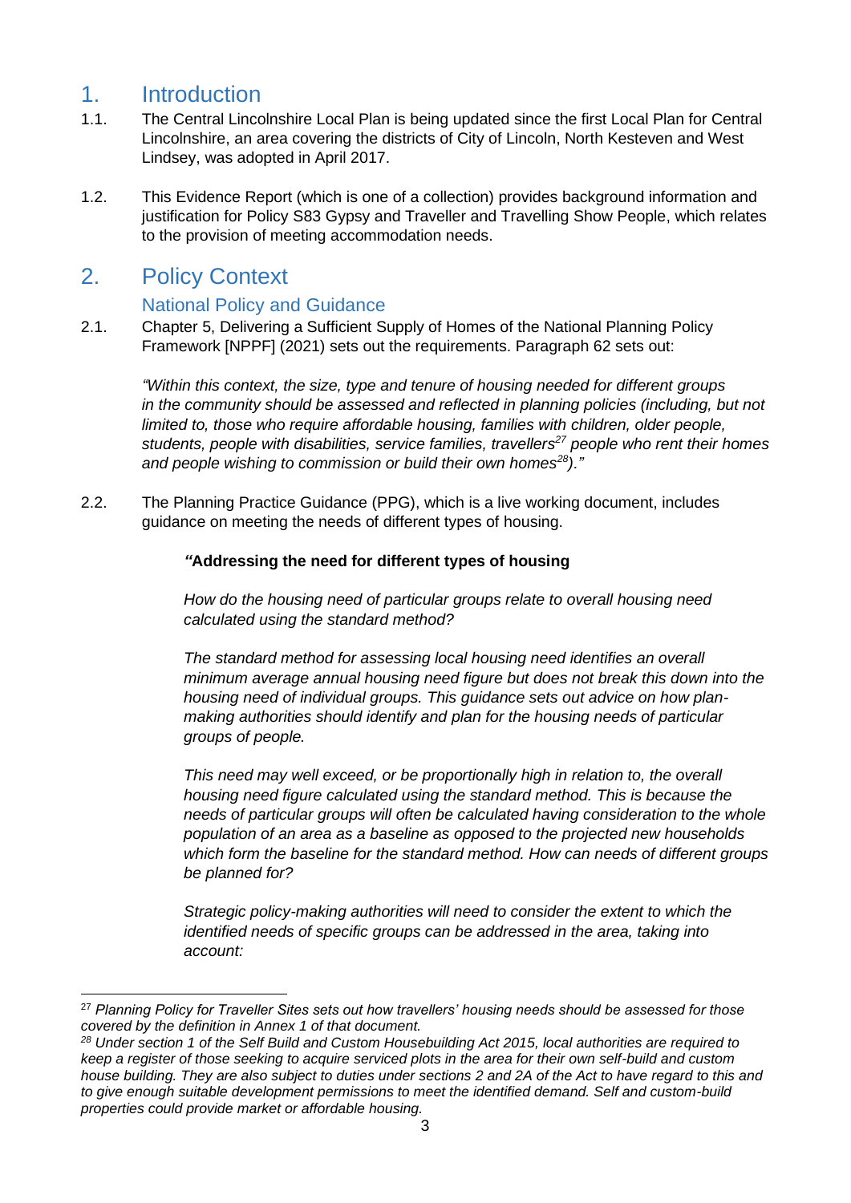# 1. Introduction

1.1. The Central Lincolnshire Local Plan is being updated since the first Local Plan for Central Lincolnshire, an area covering the districts of City of Lincoln, North Kesteven and West Lindsey, was adopted in April 2017.

1.2. This Evidence Report (which is one of a collection) provides background information and justification for Policy S83 Gypsy and Traveller and Travelling Show People, which relates to the provision of meeting accommodation needs.

# 2. Policy Context

## National Policy and Guidance

2.1. Chapter 5, Delivering a Sufficient Supply of Homes of the National Planning Policy Framework [NPPF] (2021) sets out the requirements. Paragraph 62 sets out:

> *"Within this context, the size, type and tenure of housing needed for different groups in the community should be assessed and reflected in planning policies (including, but not limited to, those who require affordable housing, families with children, older people, students, people with disabilities, service families, travellers[27] people who rent their homes and people wishing to commission or build their own homes[28])."*

2.2. The Planning Practice Guidance (PPG), which is a live working document, includes guidance on meeting the needs of different types of housing.

> ***"*Addressing the need for different types of housing**
>
> *How do the housing need of particular groups relate to overall housing need calculated using the standard method?*
>
> *The standard method for assessing local housing need identifies an overall minimum average annual housing need figure but does not break this down into the housing need of individual groups. This guidance sets out advice on how plan-making authorities should identify and plan for the housing needs of particular groups of people.*
>
> *This need may well exceed, or be proportionally high in relation to, the overall housing need figure calculated using the standard method. This is because the needs of particular groups will often be calculated having consideration to the whole population of an area as a baseline as opposed to the projected new households which form the baseline for the standard method. How can needs of different groups be planned for?*
>
> *Strategic policy-making authorities will need to consider the extent to which the identified needs of specific groups can be addressed in the area, taking into account:*

---

[27] *Planning Policy for Traveller Sites sets out how travellers' housing needs should be assessed for those covered by the definition in Annex 1 of that document.*

[28] *Under section 1 of the Self Build and Custom Housebuilding Act 2015, local authorities are required to keep a register of those seeking to acquire serviced plots in the area for their own self-build and custom house building. They are also subject to duties under sections 2 and 2A of the Act to have regard to this and to give enough suitable development permissions to meet the identified demand. Self and custom-build properties could provide market or affordable housing.*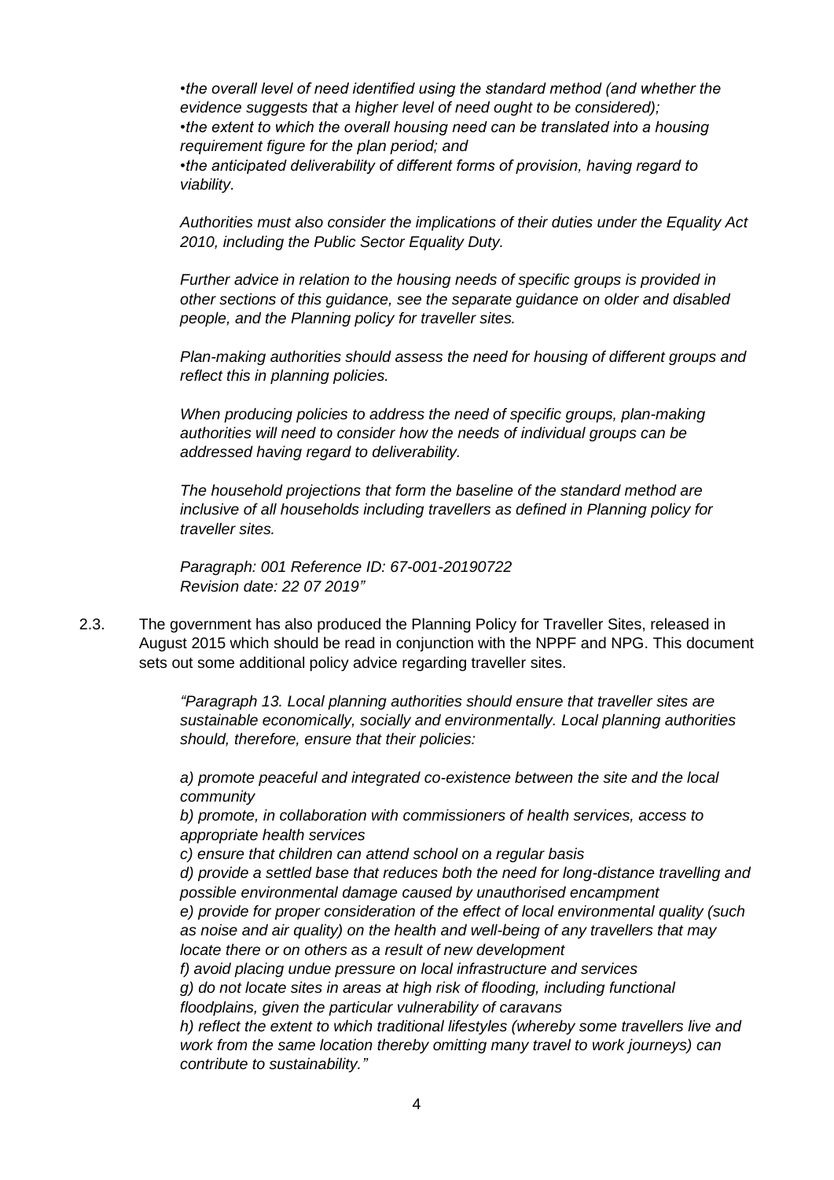*•the overall level of need identified using the standard method (and whether the evidence suggests that a higher level of need ought to be considered);*
*•the extent to which the overall housing need can be translated into a housing requirement figure for the plan period; and*
*•the anticipated deliverability of different forms of provision, having regard to viability.*

*Authorities must also consider the implications of their duties under the Equality Act 2010, including the Public Sector Equality Duty.*

*Further advice in relation to the housing needs of specific groups is provided in other sections of this guidance, see the separate guidance on older and disabled people, and the Planning policy for traveller sites.*

*Plan-making authorities should assess the need for housing of different groups and reflect this in planning policies.*

*When producing policies to address the need of specific groups, plan-making authorities will need to consider how the needs of individual groups can be addressed having regard to deliverability.*

*The household projections that form the baseline of the standard method are inclusive of all households including travellers as defined in Planning policy for traveller sites.*

*Paragraph: 001 Reference ID: 67-001-20190722*
*Revision date: 22 07 2019"*

2.3. The government has also produced the Planning Policy for Traveller Sites, released in August 2015 which should be read in conjunction with the NPPF and NPG. This document sets out some additional policy advice regarding traveller sites.

*"Paragraph 13. Local planning authorities should ensure that traveller sites are sustainable economically, socially and environmentally. Local planning authorities should, therefore, ensure that their policies:*

*a) promote peaceful and integrated co-existence between the site and the local community*
*b) promote, in collaboration with commissioners of health services, access to appropriate health services*
*c) ensure that children can attend school on a regular basis*
*d) provide a settled base that reduces both the need for long-distance travelling and possible environmental damage caused by unauthorised encampment*
*e) provide for proper consideration of the effect of local environmental quality (such as noise and air quality) on the health and well-being of any travellers that may locate there or on others as a result of new development*
*f) avoid placing undue pressure on local infrastructure and services*
*g) do not locate sites in areas at high risk of flooding, including functional floodplains, given the particular vulnerability of caravans*
*h) reflect the extent to which traditional lifestyles (whereby some travellers live and work from the same location thereby omitting many travel to work journeys) can contribute to sustainability."*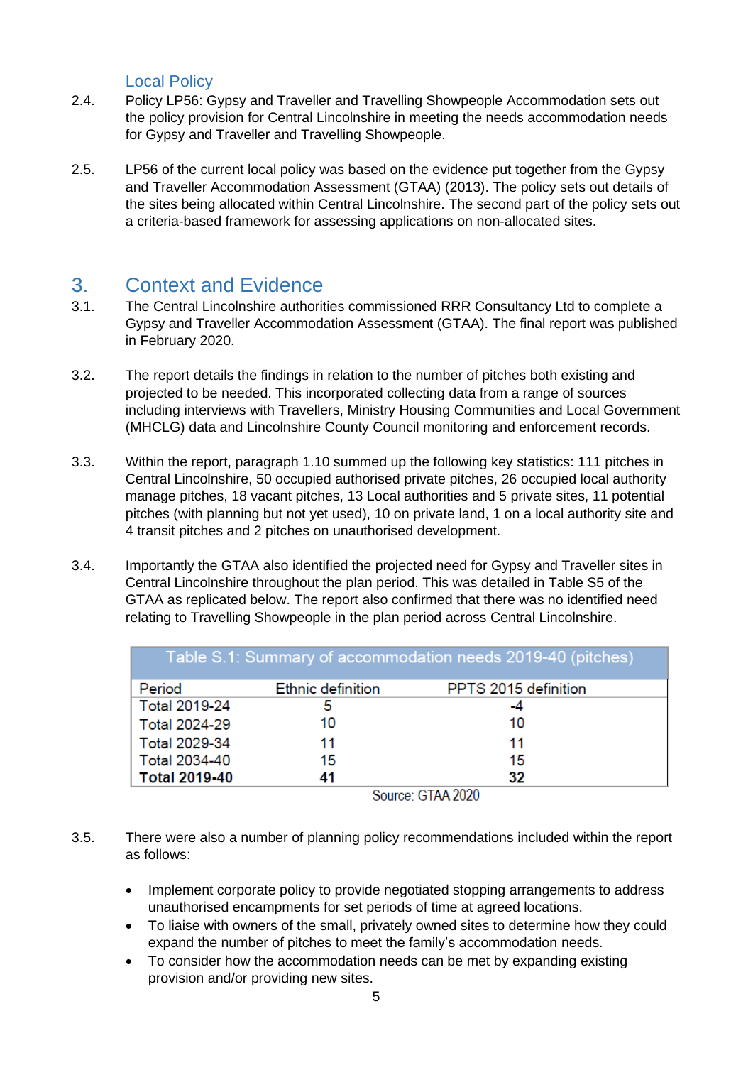### Local Policy

2.4. Policy LP56: Gypsy and Traveller and Travelling Showpeople Accommodation sets out the policy provision for Central Lincolnshire in meeting the needs accommodation needs for Gypsy and Traveller and Travelling Showpeople.

2.5. LP56 of the current local policy was based on the evidence put together from the Gypsy and Traveller Accommodation Assessment (GTAA) (2013). The policy sets out details of the sites being allocated within Central Lincolnshire. The second part of the policy sets out a criteria-based framework for assessing applications on non-allocated sites.

## 3. Context and Evidence

3.1. The Central Lincolnshire authorities commissioned RRR Consultancy Ltd to complete a Gypsy and Traveller Accommodation Assessment (GTAA). The final report was published in February 2020.

3.2. The report details the findings in relation to the number of pitches both existing and projected to be needed. This incorporated collecting data from a range of sources including interviews with Travellers, Ministry Housing Communities and Local Government (MHCLG) data and Lincolnshire County Council monitoring and enforcement records.

3.3. Within the report, paragraph 1.10 summed up the following key statistics: 111 pitches in Central Lincolnshire, 50 occupied authorised private pitches, 26 occupied local authority manage pitches, 18 vacant pitches, 13 Local authorities and 5 private sites, 11 potential pitches (with planning but not yet used), 10 on private land, 1 on a local authority site and 4 transit pitches and 2 pitches on unauthorised development.

3.4. Importantly the GTAA also identified the projected need for Gypsy and Traveller sites in Central Lincolnshire throughout the plan period. This was detailed in Table S5 of the GTAA as replicated below. The report also confirmed that there was no identified need relating to Travelling Showpeople in the plan period across Central Lincolnshire.

Table S.1: Summary of accommodation needs 2019-40 (pitches)

| Period | Ethnic definition | PPTS 2015 definition |
|---|---|---|
| Total 2019-24 | 5 | -4 |
| Total 2024-29 | 10 | 10 |
| Total 2029-34 | 11 | 11 |
| Total 2034-40 | 15 | 15 |
| **Total 2019-40** | **41** | **32** |

Source: GTAA 2020

3.5. There were also a number of planning policy recommendations included within the report as follows:

- Implement corporate policy to provide negotiated stopping arrangements to address unauthorised encampments for set periods of time at agreed locations.
- To liaise with owners of the small, privately owned sites to determine how they could expand the number of pitches to meet the family's accommodation needs.
- To consider how the accommodation needs can be met by expanding existing provision and/or providing new sites.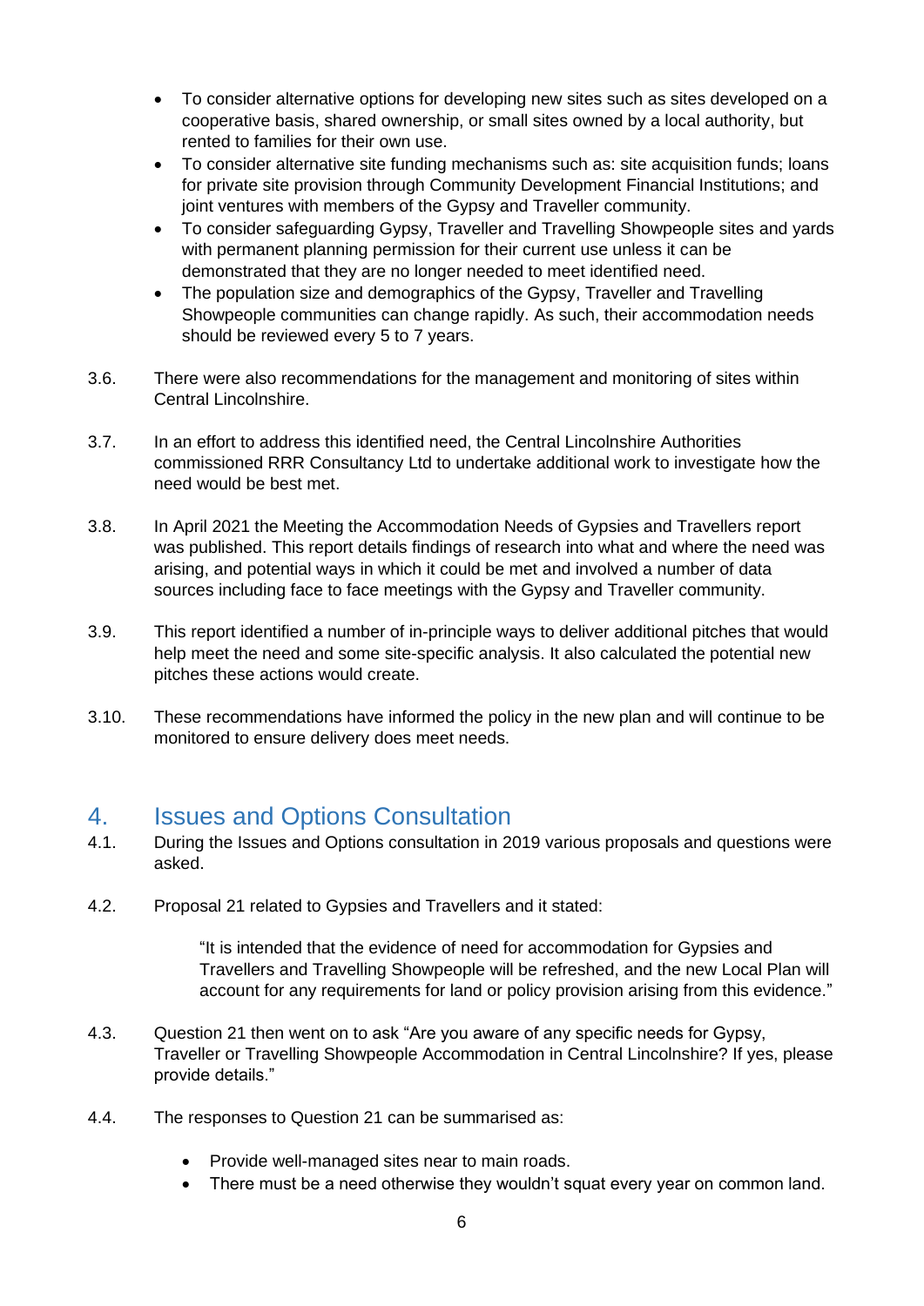- To consider alternative options for developing new sites such as sites developed on a cooperative basis, shared ownership, or small sites owned by a local authority, but rented to families for their own use.
- To consider alternative site funding mechanisms such as: site acquisition funds; loans for private site provision through Community Development Financial Institutions; and joint ventures with members of the Gypsy and Traveller community.
- To consider safeguarding Gypsy, Traveller and Travelling Showpeople sites and yards with permanent planning permission for their current use unless it can be demonstrated that they are no longer needed to meet identified need.
- The population size and demographics of the Gypsy, Traveller and Travelling Showpeople communities can change rapidly. As such, their accommodation needs should be reviewed every 5 to 7 years.

3.6. There were also recommendations for the management and monitoring of sites within Central Lincolnshire.

3.7. In an effort to address this identified need, the Central Lincolnshire Authorities commissioned RRR Consultancy Ltd to undertake additional work to investigate how the need would be best met.

3.8. In April 2021 the Meeting the Accommodation Needs of Gypsies and Travellers report was published. This report details findings of research into what and where the need was arising, and potential ways in which it could be met and involved a number of data sources including face to face meetings with the Gypsy and Traveller community.

3.9. This report identified a number of in-principle ways to deliver additional pitches that would help meet the need and some site-specific analysis. It also calculated the potential new pitches these actions would create.

3.10. These recommendations have informed the policy in the new plan and will continue to be monitored to ensure delivery does meet needs.

## 4. Issues and Options Consultation

4.1. During the Issues and Options consultation in 2019 various proposals and questions were asked.

4.2. Proposal 21 related to Gypsies and Travellers and it stated:

> "It is intended that the evidence of need for accommodation for Gypsies and Travellers and Travelling Showpeople will be refreshed, and the new Local Plan will account for any requirements for land or policy provision arising from this evidence."

4.3. Question 21 then went on to ask "Are you aware of any specific needs for Gypsy, Traveller or Travelling Showpeople Accommodation in Central Lincolnshire? If yes, please provide details."

4.4. The responses to Question 21 can be summarised as:

- Provide well-managed sites near to main roads.
- There must be a need otherwise they wouldn't squat every year on common land.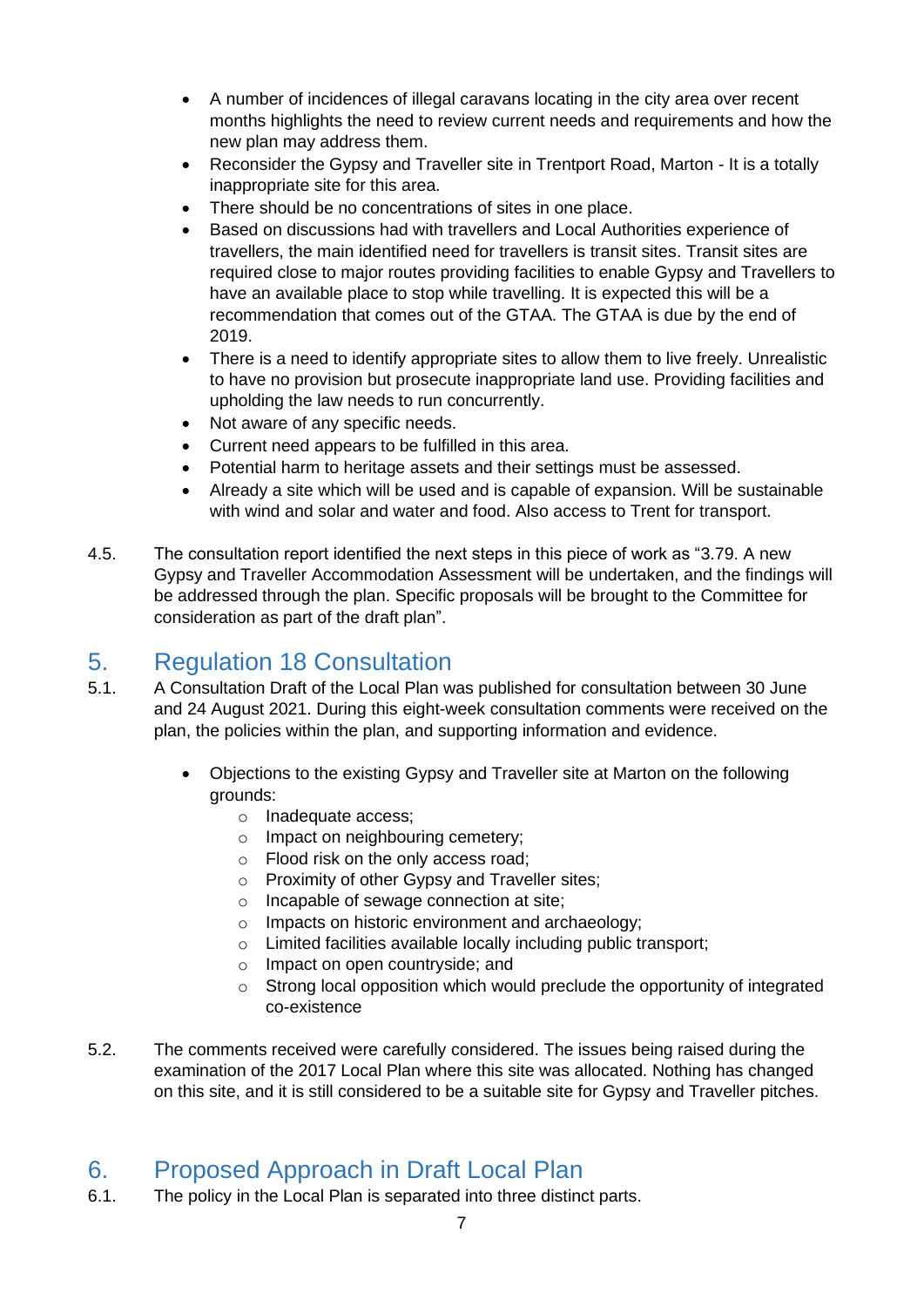- A number of incidences of illegal caravans locating in the city area over recent months highlights the need to review current needs and requirements and how the new plan may address them.
- Reconsider the Gypsy and Traveller site in Trentport Road, Marton - It is a totally inappropriate site for this area.
- There should be no concentrations of sites in one place.
- Based on discussions had with travellers and Local Authorities experience of travellers, the main identified need for travellers is transit sites. Transit sites are required close to major routes providing facilities to enable Gypsy and Travellers to have an available place to stop while travelling. It is expected this will be a recommendation that comes out of the GTAA. The GTAA is due by the end of 2019.
- There is a need to identify appropriate sites to allow them to live freely. Unrealistic to have no provision but prosecute inappropriate land use. Providing facilities and upholding the law needs to run concurrently.
- Not aware of any specific needs.
- Current need appears to be fulfilled in this area.
- Potential harm to heritage assets and their settings must be assessed.
- Already a site which will be used and is capable of expansion. Will be sustainable with wind and solar and water and food. Also access to Trent for transport.

4.5. The consultation report identified the next steps in this piece of work as "3.79. A new Gypsy and Traveller Accommodation Assessment will be undertaken, and the findings will be addressed through the plan. Specific proposals will be brought to the Committee for consideration as part of the draft plan".

## 5. Regulation 18 Consultation

5.1. A Consultation Draft of the Local Plan was published for consultation between 30 June and 24 August 2021. During this eight-week consultation comments were received on the plan, the policies within the plan, and supporting information and evidence.

- Objections to the existing Gypsy and Traveller site at Marton on the following grounds:
  - Inadequate access;
  - Impact on neighbouring cemetery;
  - Flood risk on the only access road;
  - Proximity of other Gypsy and Traveller sites;
  - Incapable of sewage connection at site;
  - Impacts on historic environment and archaeology;
  - Limited facilities available locally including public transport;
  - Impact on open countryside; and
  - Strong local opposition which would preclude the opportunity of integrated co-existence

5.2. The comments received were carefully considered. The issues being raised during the examination of the 2017 Local Plan where this site was allocated. Nothing has changed on this site, and it is still considered to be a suitable site for Gypsy and Traveller pitches.

## 6. Proposed Approach in Draft Local Plan

6.1. The policy in the Local Plan is separated into three distinct parts.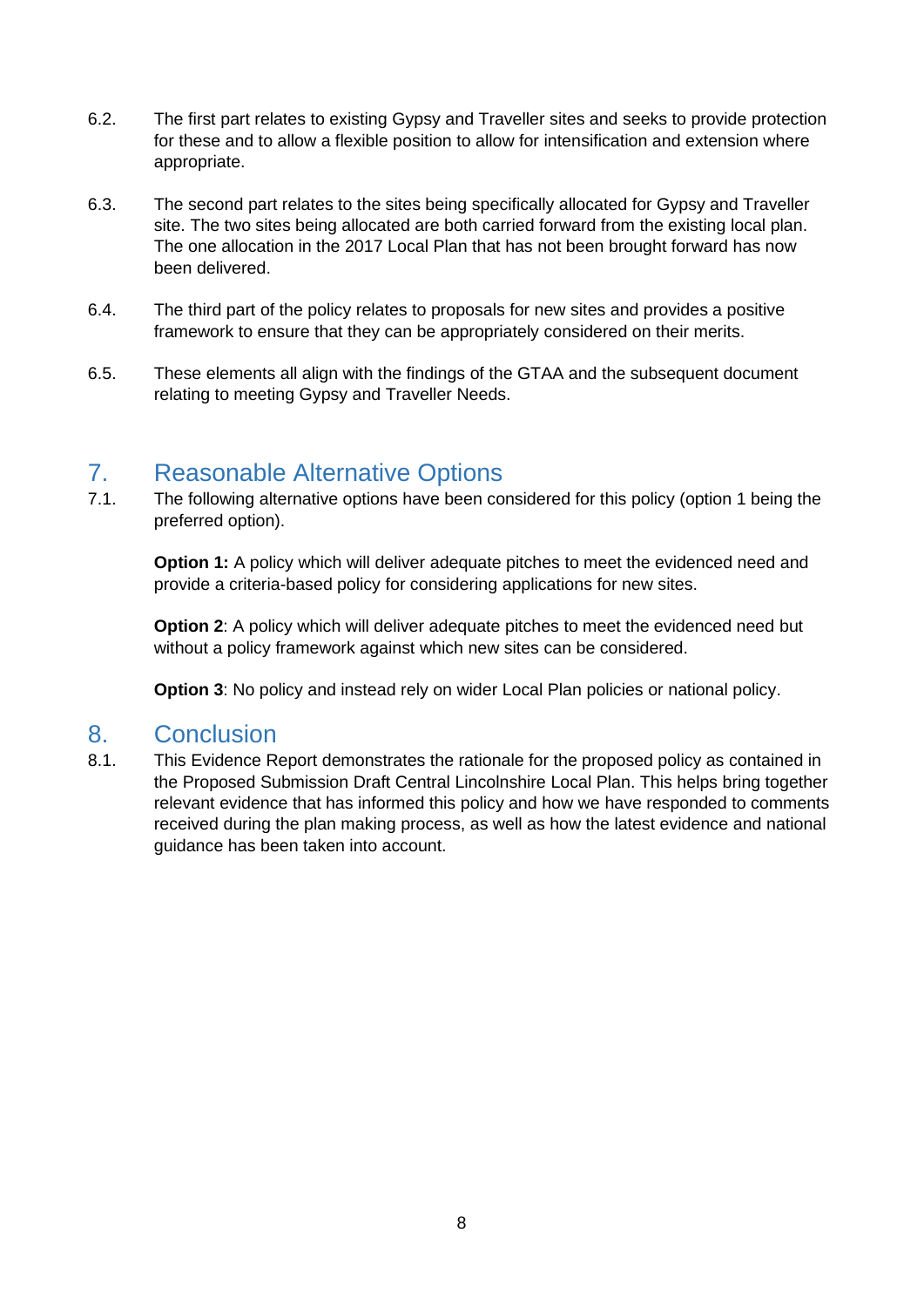6.2. The first part relates to existing Gypsy and Traveller sites and seeks to provide protection for these and to allow a flexible position to allow for intensification and extension where appropriate.

6.3. The second part relates to the sites being specifically allocated for Gypsy and Traveller site. The two sites being allocated are both carried forward from the existing local plan. The one allocation in the 2017 Local Plan that has not been brought forward has now been delivered.

6.4. The third part of the policy relates to proposals for new sites and provides a positive framework to ensure that they can be appropriately considered on their merits.

6.5. These elements all align with the findings of the GTAA and the subsequent document relating to meeting Gypsy and Traveller Needs.

## 7. Reasonable Alternative Options

7.1. The following alternative options have been considered for this policy (option 1 being the preferred option).

**Option 1:** A policy which will deliver adequate pitches to meet the evidenced need and provide a criteria-based policy for considering applications for new sites.

**Option 2**: A policy which will deliver adequate pitches to meet the evidenced need but without a policy framework against which new sites can be considered.

**Option 3**: No policy and instead rely on wider Local Plan policies or national policy.

## 8. Conclusion

8.1. This Evidence Report demonstrates the rationale for the proposed policy as contained in the Proposed Submission Draft Central Lincolnshire Local Plan. This helps bring together relevant evidence that has informed this policy and how we have responded to comments received during the plan making process, as well as how the latest evidence and national guidance has been taken into account.